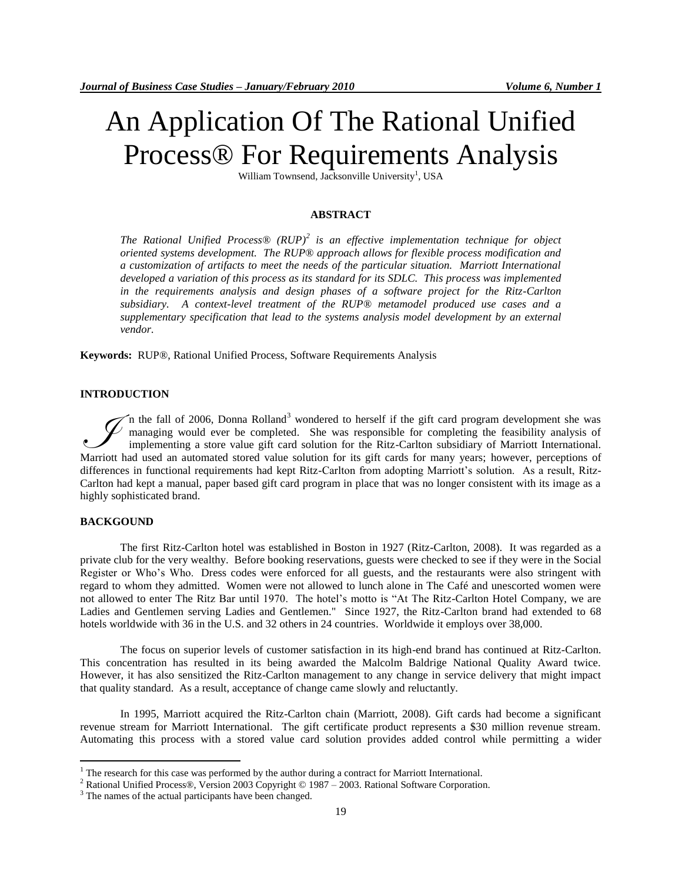# An Application Of The Rational Unified Process® For Requirements Analysis

William Townsend, Jacksonville University[1], USA

## ABSTRACT

*The Rational Unified Process® (RUP)[2] is an effective implementation technique for object oriented systems development. The RUP® approach allows for flexible process modification and a customization of artifacts to meet the needs of the particular situation. Marriott International developed a variation of this process as its standard for its SDLC. This process was implemented in the requirements analysis and design phases of a software project for the Ritz-Carlton subsidiary. A context-level treatment of the RUP® metamodel produced use cases and a supplementary specification that lead to the systems analysis model development by an external vendor.*

**Keywords:** RUP®, Rational Unified Process, Software Requirements Analysis

## INTRODUCTION

In the fall of 2006, Donna Rolland[3] wondered to herself if the gift card program development she was managing would ever be completed. She was responsible for completing the feasibility analysis of implementing a store value gift card solution for the Ritz-Carlton subsidiary of Marriott International. Marriott had used an automated stored value solution for its gift cards for many years; however, perceptions of differences in functional requirements had kept Ritz-Carlton from adopting Marriott's solution. As a result, Ritz-Carlton had kept a manual, paper based gift card program in place that was no longer consistent with its image as a highly sophisticated brand.

## BACKGOUND

The first Ritz-Carlton hotel was established in Boston in 1927 (Ritz-Carlton, 2008). It was regarded as a private club for the very wealthy. Before booking reservations, guests were checked to see if they were in the Social Register or Who's Who. Dress codes were enforced for all guests, and the restaurants were also stringent with regard to whom they admitted. Women were not allowed to lunch alone in The Café and unescorted women were not allowed to enter The Ritz Bar until 1970. The hotel's motto is "At The Ritz-Carlton Hotel Company, we are Ladies and Gentlemen serving Ladies and Gentlemen." Since 1927, the Ritz-Carlton brand had extended to 68 hotels worldwide with 36 in the U.S. and 32 others in 24 countries. Worldwide it employs over 38,000.

The focus on superior levels of customer satisfaction in its high-end brand has continued at Ritz-Carlton. This concentration has resulted in its being awarded the Malcolm Baldrige National Quality Award twice. However, it has also sensitized the Ritz-Carlton management to any change in service delivery that might impact that quality standard. As a result, acceptance of change came slowly and reluctantly.

In 1995, Marriott acquired the Ritz-Carlton chain (Marriott, 2008). Gift cards had become a significant revenue stream for Marriott International. The gift certificate product represents a $30 million revenue stream. Automating this process with a stored value card solution provides added control while permitting a wider

---

[1] The research for this case was performed by the author during a contract for Marriott International.

[2] Rational Unified Process®, Version 2003 Copyright © 1987 – 2003. Rational Software Corporation.

[3] The names of the actual participants have been changed.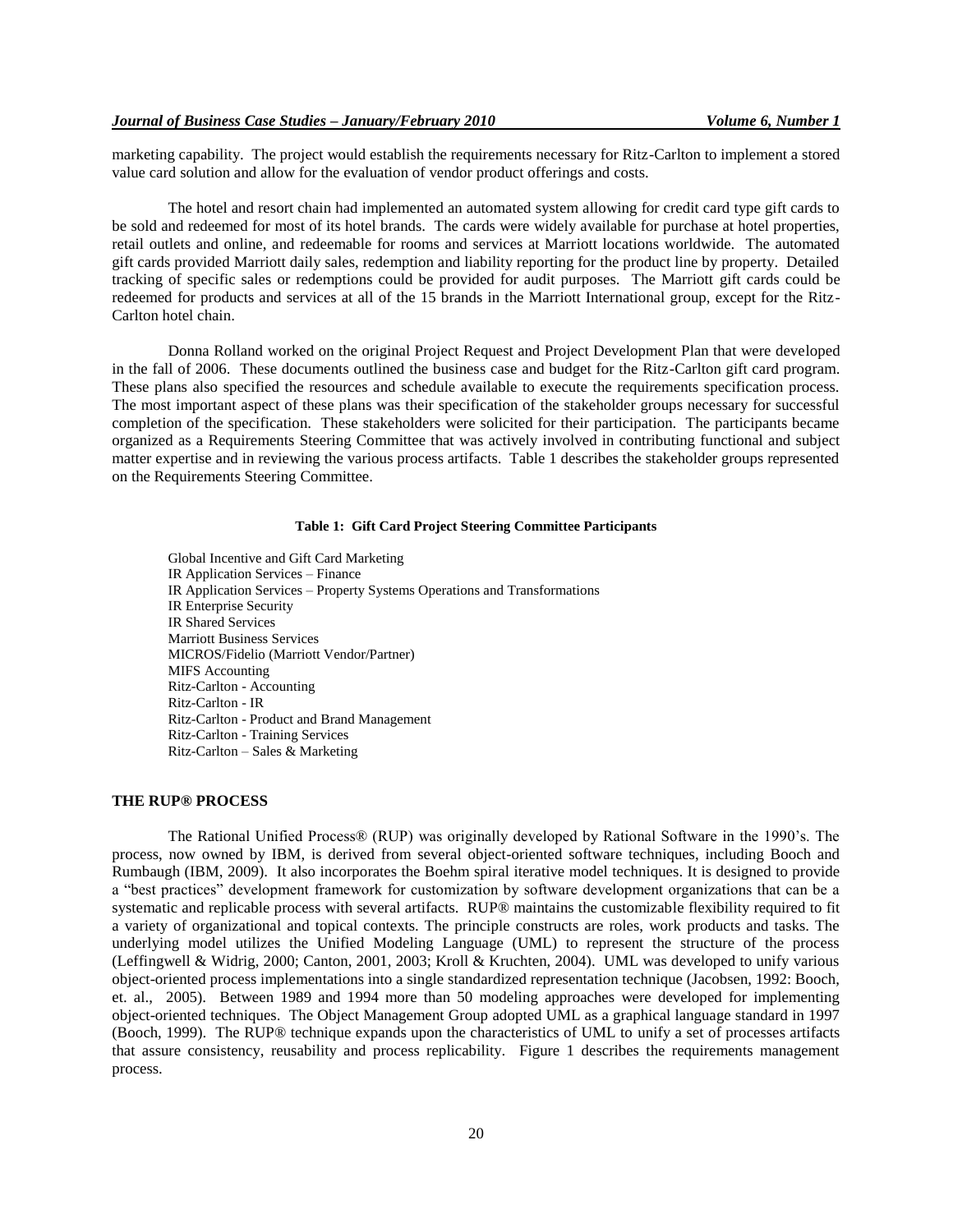marketing capability. The project would establish the requirements necessary for Ritz-Carlton to implement a stored value card solution and allow for the evaluation of vendor product offerings and costs.

The hotel and resort chain had implemented an automated system allowing for credit card type gift cards to be sold and redeemed for most of its hotel brands. The cards were widely available for purchase at hotel properties, retail outlets and online, and redeemable for rooms and services at Marriott locations worldwide. The automated gift cards provided Marriott daily sales, redemption and liability reporting for the product line by property. Detailed tracking of specific sales or redemptions could be provided for audit purposes. The Marriott gift cards could be redeemed for products and services at all of the 15 brands in the Marriott International group, except for the Ritz-Carlton hotel chain.

Donna Rolland worked on the original Project Request and Project Development Plan that were developed in the fall of 2006. These documents outlined the business case and budget for the Ritz-Carlton gift card program. These plans also specified the resources and schedule available to execute the requirements specification process. The most important aspect of these plans was their specification of the stakeholder groups necessary for successful completion of the specification. These stakeholders were solicited for their participation. The participants became organized as a Requirements Steering Committee that was actively involved in contributing functional and subject matter expertise and in reviewing the various process artifacts. Table 1 describes the stakeholder groups represented on the Requirements Steering Committee.

**Table 1: Gift Card Project Steering Committee Participants**

Global Incentive and Gift Card Marketing
IR Application Services – Finance
IR Application Services – Property Systems Operations and Transformations
IR Enterprise Security
IR Shared Services
Marriott Business Services
MICROS/Fidelio (Marriott Vendor/Partner)
MIFS Accounting
Ritz-Carlton - Accounting
Ritz-Carlton - IR
Ritz-Carlton - Product and Brand Management
Ritz-Carlton - Training Services
Ritz-Carlton – Sales & Marketing

## THE RUP® PROCESS

The Rational Unified Process® (RUP) was originally developed by Rational Software in the 1990's. The process, now owned by IBM, is derived from several object-oriented software techniques, including Booch and Rumbaugh (IBM, 2009). It also incorporates the Boehm spiral iterative model techniques. It is designed to provide a "best practices" development framework for customization by software development organizations that can be a systematic and replicable process with several artifacts. RUP® maintains the customizable flexibility required to fit a variety of organizational and topical contexts. The principle constructs are roles, work products and tasks. The underlying model utilizes the Unified Modeling Language (UML) to represent the structure of the process (Leffingwell & Widrig, 2000; Canton, 2001, 2003; Kroll & Kruchten, 2004). UML was developed to unify various object-oriented process implementations into a single standardized representation technique (Jacobsen, 1992: Booch, et. al., 2005). Between 1989 and 1994 more than 50 modeling approaches were developed for implementing object-oriented techniques. The Object Management Group adopted UML as a graphical language standard in 1997 (Booch, 1999). The RUP® technique expands upon the characteristics of UML to unify a set of processes artifacts that assure consistency, reusability and process replicability. Figure 1 describes the requirements management process.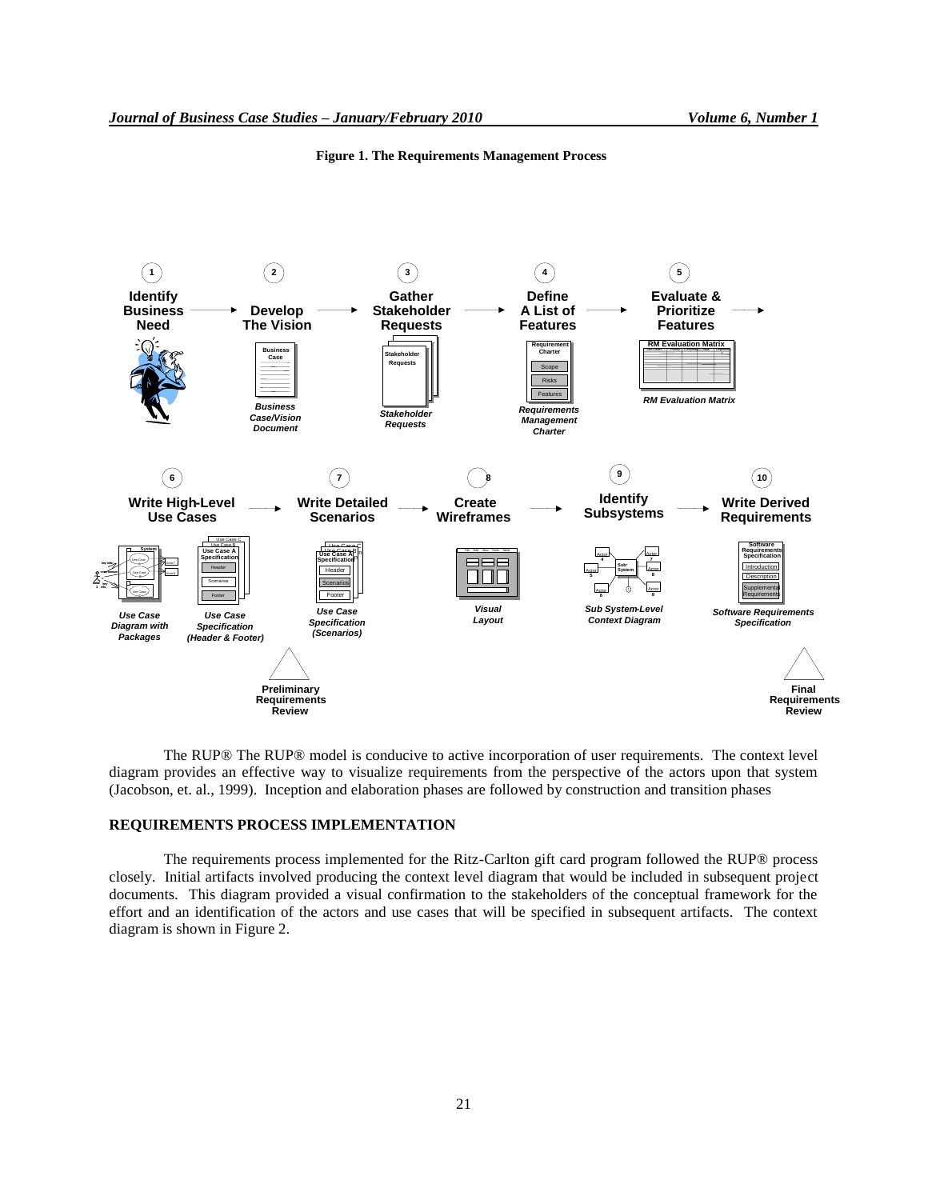**Figure 1. The Requirements Management Process**

1. Identify Business Need → 2. Develop The Vision (*Business Case/Vision Document*) → 3. Gather Stakeholder Requests (*Stakeholder Requests*) → 4. Define A List of Features (*Requirements Management Charter*) → 5. Evaluate & Prioritize Features (*RM Evaluation Matrix*) →

6. Write High-Level Use Cases (*Use Case Diagram with Packages*; *Use Case Specification (Header & Footer)*) → 7. Write Detailed Scenarios (*Use Case Specification (Scenarios)*) → 8. Create Wireframes (*Visual Layout*) → 9. Identify Subsystems (*Sub System-Level Context Diagram*) → 10. Write Derived Requirements (*Software Requirements Specification*)

Preliminary Requirements Review

Final Requirements Review

The RUP® The RUP® model is conducive to active incorporation of user requirements. The context level diagram provides an effective way to visualize requirements from the perspective of the actors upon that system (Jacobson, et. al., 1999). Inception and elaboration phases are followed by construction and transition phases

## REQUIREMENTS PROCESS IMPLEMENTATION

The requirements process implemented for the Ritz-Carlton gift card program followed the RUP® process closely. Initial artifacts involved producing the context level diagram that would be included in subsequent project documents. This diagram provided a visual confirmation to the stakeholders of the conceptual framework for the effort and an identification of the actors and use cases that will be specified in subsequent artifacts. The context diagram is shown in Figure 2.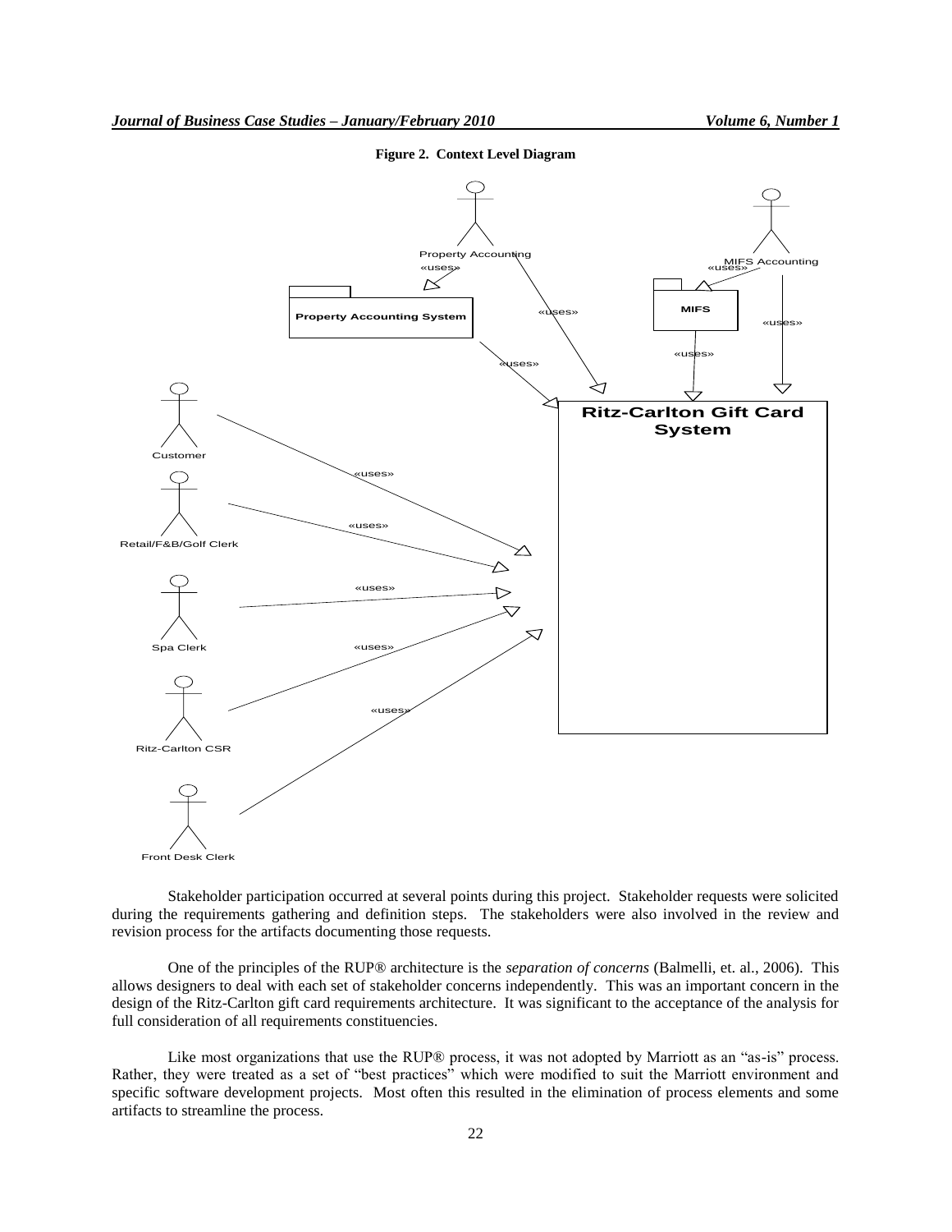**Figure 2. Context Level Diagram**

Stakeholder participation occurred at several points during this project. Stakeholder requests were solicited during the requirements gathering and definition steps. The stakeholders were also involved in the review and revision process for the artifacts documenting those requests.

One of the principles of the RUP® architecture is the *separation of concerns* (Balmelli, et. al., 2006). This allows designers to deal with each set of stakeholder concerns independently. This was an important concern in the design of the Ritz-Carlton gift card requirements architecture. It was significant to the acceptance of the analysis for full consideration of all requirements constituencies.

Like most organizations that use the RUP® process, it was not adopted by Marriott as an "as-is" process. Rather, they were treated as a set of "best practices" which were modified to suit the Marriott environment and specific software development projects. Most often this resulted in the elimination of process elements and some artifacts to streamline the process.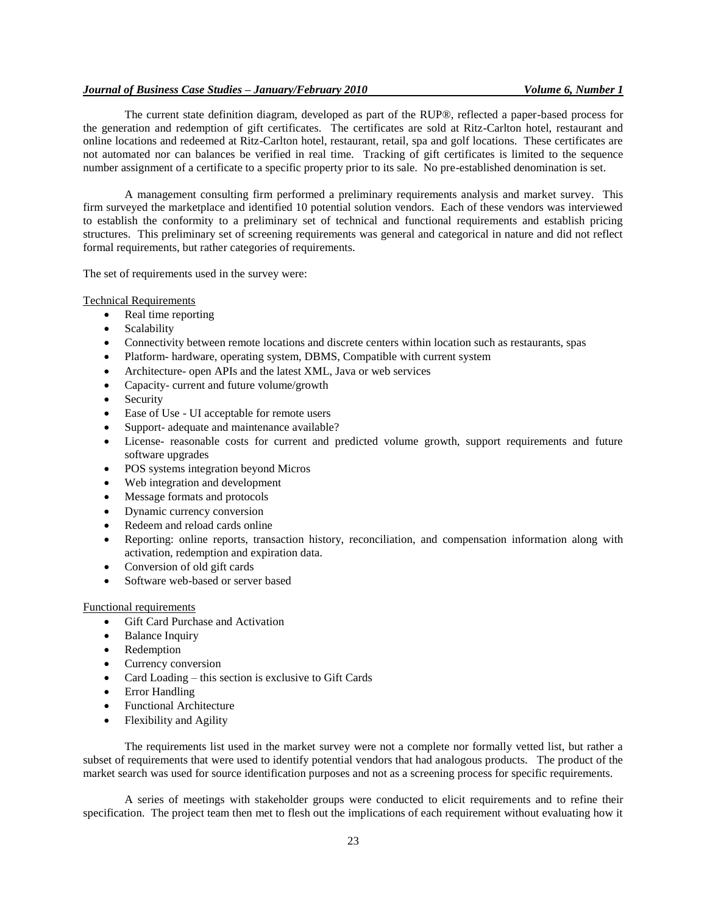The current state definition diagram, developed as part of the RUP®, reflected a paper-based process for the generation and redemption of gift certificates. The certificates are sold at Ritz-Carlton hotel, restaurant and online locations and redeemed at Ritz-Carlton hotel, restaurant, retail, spa and golf locations. These certificates are not automated nor can balances be verified in real time. Tracking of gift certificates is limited to the sequence number assignment of a certificate to a specific property prior to its sale. No pre-established denomination is set.

A management consulting firm performed a preliminary requirements analysis and market survey. This firm surveyed the marketplace and identified 10 potential solution vendors. Each of these vendors was interviewed to establish the conformity to a preliminary set of technical and functional requirements and establish pricing structures. This preliminary set of screening requirements was general and categorical in nature and did not reflect formal requirements, but rather categories of requirements.

The set of requirements used in the survey were:

Technical Requirements

- Real time reporting
- Scalability
- Connectivity between remote locations and discrete centers within location such as restaurants, spas
- Platform- hardware, operating system, DBMS, Compatible with current system
- Architecture- open APIs and the latest XML, Java or web services
- Capacity- current and future volume/growth
- Security
- Ease of Use - UI acceptable for remote users
- Support- adequate and maintenance available?
- License- reasonable costs for current and predicted volume growth, support requirements and future software upgrades
- POS systems integration beyond Micros
- Web integration and development
- Message formats and protocols
- Dynamic currency conversion
- Redeem and reload cards online
- Reporting: online reports, transaction history, reconciliation, and compensation information along with activation, redemption and expiration data.
- Conversion of old gift cards
- Software web-based or server based

Functional requirements

- Gift Card Purchase and Activation
- Balance Inquiry
- Redemption
- Currency conversion
- Card Loading – this section is exclusive to Gift Cards
- Error Handling
- Functional Architecture
- Flexibility and Agility

The requirements list used in the market survey were not a complete nor formally vetted list, but rather a subset of requirements that were used to identify potential vendors that had analogous products. The product of the market search was used for source identification purposes and not as a screening process for specific requirements.

A series of meetings with stakeholder groups were conducted to elicit requirements and to refine their specification. The project team then met to flesh out the implications of each requirement without evaluating how it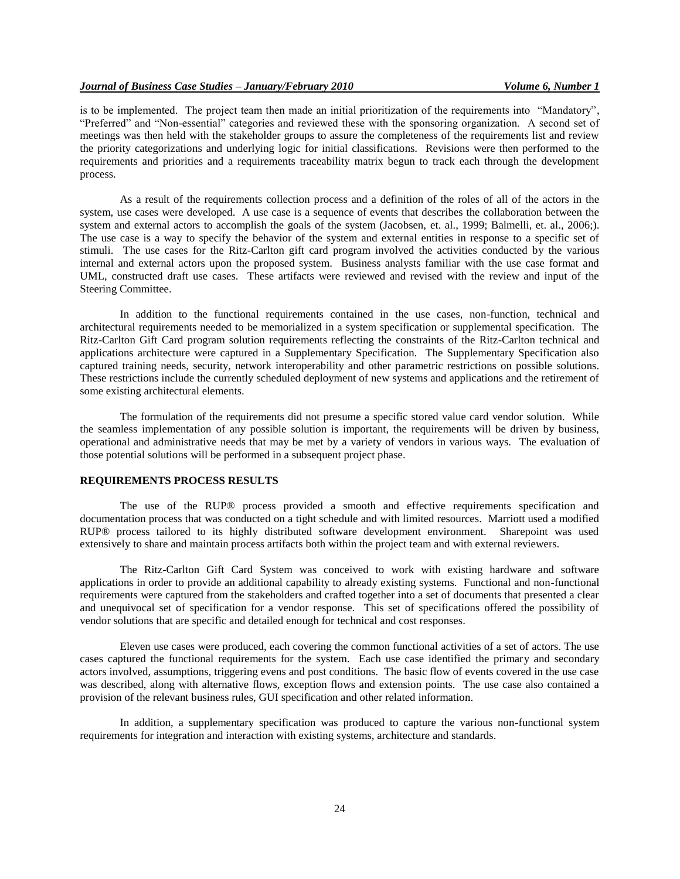is to be implemented. The project team then made an initial prioritization of the requirements into "Mandatory", "Preferred" and "Non-essential" categories and reviewed these with the sponsoring organization. A second set of meetings was then held with the stakeholder groups to assure the completeness of the requirements list and review the priority categorizations and underlying logic for initial classifications. Revisions were then performed to the requirements and priorities and a requirements traceability matrix begun to track each through the development process.

As a result of the requirements collection process and a definition of the roles of all of the actors in the system, use cases were developed. A use case is a sequence of events that describes the collaboration between the system and external actors to accomplish the goals of the system (Jacobsen, et. al., 1999; Balmelli, et. al., 2006;). The use case is a way to specify the behavior of the system and external entities in response to a specific set of stimuli. The use cases for the Ritz-Carlton gift card program involved the activities conducted by the various internal and external actors upon the proposed system. Business analysts familiar with the use case format and UML, constructed draft use cases. These artifacts were reviewed and revised with the review and input of the Steering Committee.

In addition to the functional requirements contained in the use cases, non-function, technical and architectural requirements needed to be memorialized in a system specification or supplemental specification. The Ritz-Carlton Gift Card program solution requirements reflecting the constraints of the Ritz-Carlton technical and applications architecture were captured in a Supplementary Specification. The Supplementary Specification also captured training needs, security, network interoperability and other parametric restrictions on possible solutions. These restrictions include the currently scheduled deployment of new systems and applications and the retirement of some existing architectural elements.

The formulation of the requirements did not presume a specific stored value card vendor solution. While the seamless implementation of any possible solution is important, the requirements will be driven by business, operational and administrative needs that may be met by a variety of vendors in various ways. The evaluation of those potential solutions will be performed in a subsequent project phase.

## REQUIREMENTS PROCESS RESULTS

The use of the RUP® process provided a smooth and effective requirements specification and documentation process that was conducted on a tight schedule and with limited resources. Marriott used a modified RUP® process tailored to its highly distributed software development environment. Sharepoint was used extensively to share and maintain process artifacts both within the project team and with external reviewers.

The Ritz-Carlton Gift Card System was conceived to work with existing hardware and software applications in order to provide an additional capability to already existing systems. Functional and non-functional requirements were captured from the stakeholders and crafted together into a set of documents that presented a clear and unequivocal set of specification for a vendor response. This set of specifications offered the possibility of vendor solutions that are specific and detailed enough for technical and cost responses.

Eleven use cases were produced, each covering the common functional activities of a set of actors. The use cases captured the functional requirements for the system. Each use case identified the primary and secondary actors involved, assumptions, triggering evens and post conditions. The basic flow of events covered in the use case was described, along with alternative flows, exception flows and extension points. The use case also contained a provision of the relevant business rules, GUI specification and other related information.

In addition, a supplementary specification was produced to capture the various non-functional system requirements for integration and interaction with existing systems, architecture and standards.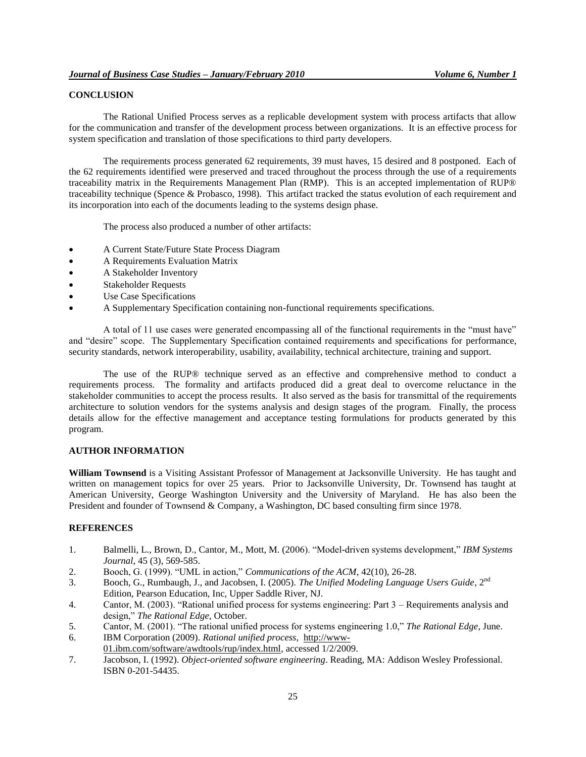## CONCLUSION

The Rational Unified Process serves as a replicable development system with process artifacts that allow for the communication and transfer of the development process between organizations. It is an effective process for system specification and translation of those specifications to third party developers.

The requirements process generated 62 requirements, 39 must haves, 15 desired and 8 postponed. Each of the 62 requirements identified were preserved and traced throughout the process through the use of a requirements traceability matrix in the Requirements Management Plan (RMP). This is an accepted implementation of RUP® traceability technique (Spence & Probasco, 1998). This artifact tracked the status evolution of each requirement and its incorporation into each of the documents leading to the systems design phase.

The process also produced a number of other artifacts:

- A Current State/Future State Process Diagram
- A Requirements Evaluation Matrix
- A Stakeholder Inventory
- Stakeholder Requests
- Use Case Specifications
- A Supplementary Specification containing non-functional requirements specifications.

A total of 11 use cases were generated encompassing all of the functional requirements in the "must have" and "desire" scope. The Supplementary Specification contained requirements and specifications for performance, security standards, network interoperability, usability, availability, technical architecture, training and support.

The use of the RUP® technique served as an effective and comprehensive method to conduct a requirements process. The formality and artifacts produced did a great deal to overcome reluctance in the stakeholder communities to accept the process results. It also served as the basis for transmittal of the requirements architecture to solution vendors for the systems analysis and design stages of the program. Finally, the process details allow for the effective management and acceptance testing formulations for products generated by this program.

## AUTHOR INFORMATION

**William Townsend** is a Visiting Assistant Professor of Management at Jacksonville University. He has taught and written on management topics for over 25 years. Prior to Jacksonville University, Dr. Townsend has taught at American University, George Washington University and the University of Maryland. He has also been the President and founder of Townsend & Company, a Washington, DC based consulting firm since 1978.

## REFERENCES

1. Balmelli, L., Brown, D., Cantor, M., Mott, M. (2006). "Model-driven systems development," *IBM Systems Journal*, 45 (3), 569-585.
2. Booch, G. (1999). "UML in action," *Communications of the ACM*, 42(10), 26-28.
3. Booch, G., Rumbaugh, J., and Jacobsen, I. (2005). *The Unified Modeling Language Users Guide*, 2nd Edition, Pearson Education, Inc, Upper Saddle River, NJ.
4. Cantor, M. (2003). "Rational unified process for systems engineering: Part 3 – Requirements analysis and design," *The Rational Edge*, October.
5. Cantor, M. (2001). "The rational unified process for systems engineering 1.0," *The Rational Edge*, June.
6. IBM Corporation (2009). *Rational unified process*, http://www-01.ibm.com/software/awdtools/rup/index.html, accessed 1/2/2009.
7. Jacobson, I. (1992). *Object-oriented software engineering*. Reading, MA: Addison Wesley Professional. ISBN 0-201-54435.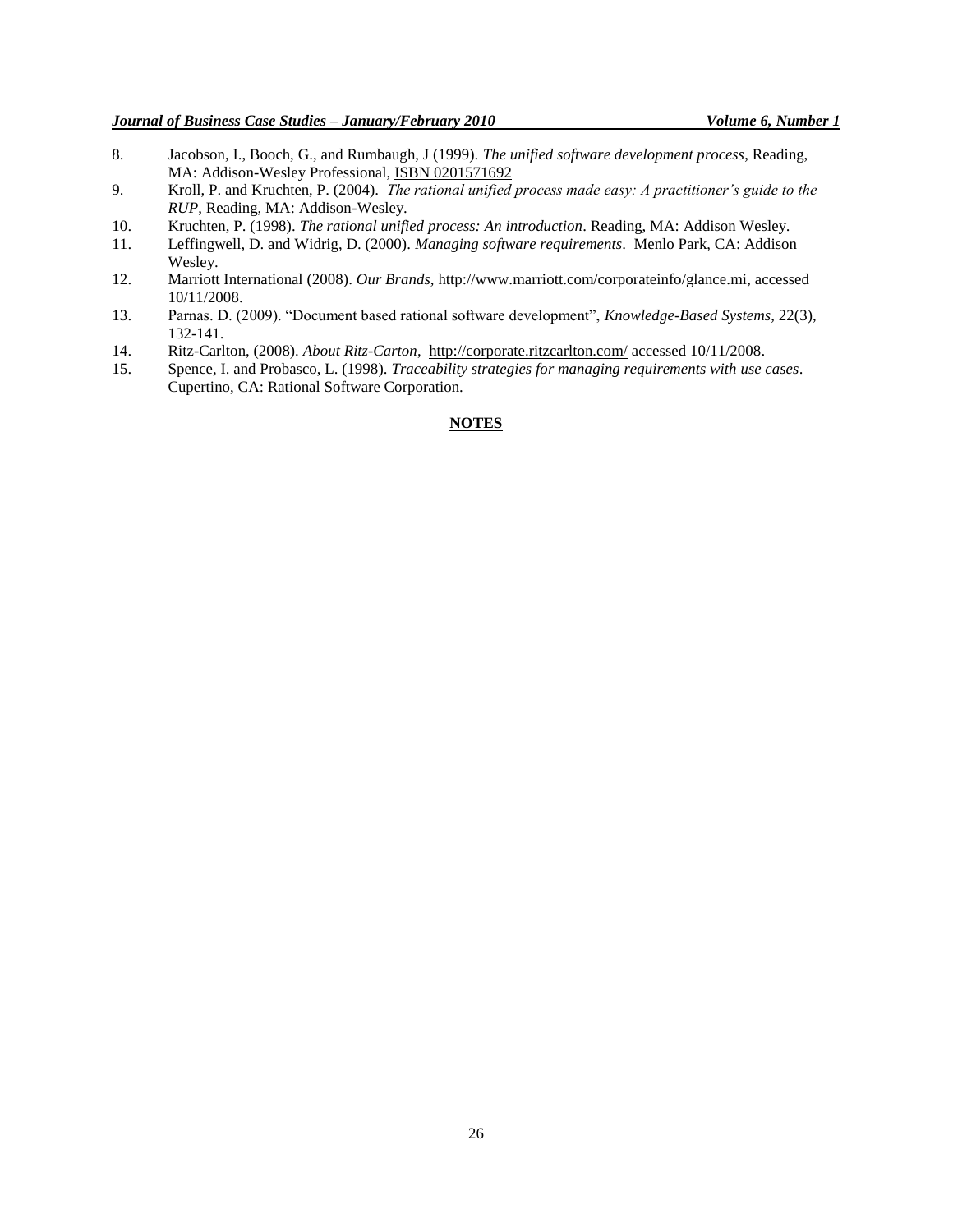8. Jacobson, I., Booch, G., and Rumbaugh, J (1999). *The unified software development process*, Reading, MA: Addison-Wesley Professional, ISBN 0201571692
9. Kroll, P. and Kruchten, P. (2004). *The rational unified process made easy: A practitioner's guide to the RUP*, Reading, MA: Addison-Wesley.
10. Kruchten, P. (1998). *The rational unified process: An introduction*. Reading, MA: Addison Wesley.
11. Leffingwell, D. and Widrig, D. (2000). *Managing software requirements*. Menlo Park, CA: Addison Wesley.
12. Marriott International (2008). *Our Brands*, http://www.marriott.com/corporateinfo/glance.mi, accessed 10/11/2008.
13. Parnas. D. (2009). "Document based rational software development", *Knowledge-Based Systems*, 22(3), 132-141.
14. Ritz-Carlton, (2008). *About Ritz-Carton*, http://corporate.ritzcarlton.com/ accessed 10/11/2008.
15. Spence, I. and Probasco, L. (1998). *Traceability strategies for managing requirements with use cases*. Cupertino, CA: Rational Software Corporation.

**NOTES**